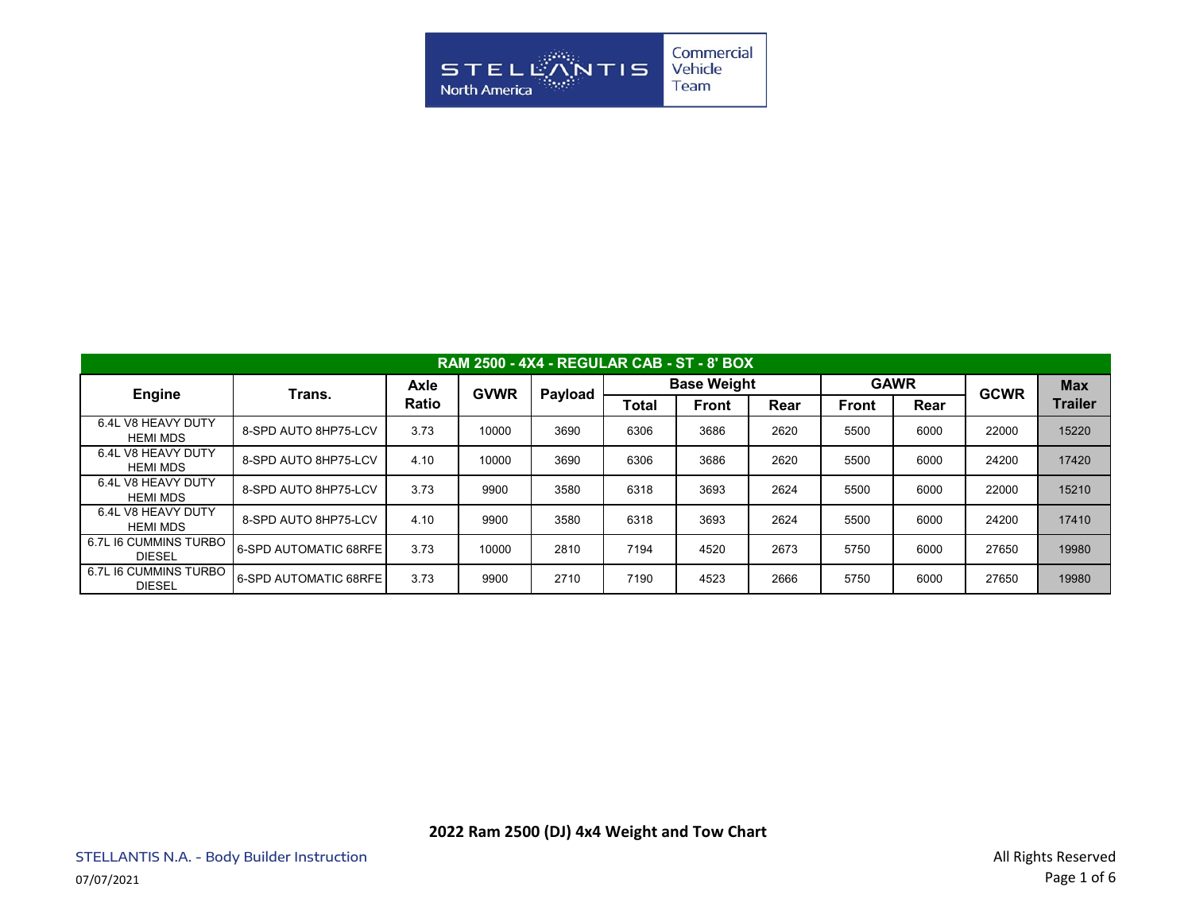Commercial Vehicle Team

| RAM 2500 - 4X4 - REGULAR CAB - ST - 8' BOX | | | | | | | | | | | |
|---|---|---|---|---|---|---|---|---|---|---|---|
| Engine | Trans. | Axle Ratio | GVWR | Payload | Base Weight | | | GAWR | | GCWR | Max Trailer |
| | | | | | Total | Front | Rear | Front | Rear | | |
| 6.4L V8 HEAVY DUTY HEMI MDS | 8-SPD AUTO 8HP75-LCV | 3.73 | 10000 | 3690 | 6306 | 3686 | 2620 | 5500 | 6000 | 22000 | 15220 |
| 6.4L V8 HEAVY DUTY HEMI MDS | 8-SPD AUTO 8HP75-LCV | 4.10 | 10000 | 3690 | 6306 | 3686 | 2620 | 5500 | 6000 | 24200 | 17420 |
| 6.4L V8 HEAVY DUTY HEMI MDS | 8-SPD AUTO 8HP75-LCV | 3.73 | 9900 | 3580 | 6318 | 3693 | 2624 | 5500 | 6000 | 22000 | 15210 |
| 6.4L V8 HEAVY DUTY HEMI MDS | 8-SPD AUTO 8HP75-LCV | 4.10 | 9900 | 3580 | 6318 | 3693 | 2624 | 5500 | 6000 | 24200 | 17410 |
| 6.7L I6 CUMMINS TURBO DIESEL | 6-SPD AUTOMATIC 68RFE | 3.73 | 10000 | 2810 | 7194 | 4520 | 2673 | 5750 | 6000 | 27650 | 19980 |
| 6.7L I6 CUMMINS TURBO DIESEL | 6-SPD AUTOMATIC 68RFE | 3.73 | 9900 | 2710 | 7190 | 4523 | 2666 | 5750 | 6000 | 27650 | 19980 |

**2022 Ram 2500 (DJ) 4x4 Weight and Tow Chart**

STELLANTIS N.A. - Body Builder Instruction

07/07/2021

All Rights Reserved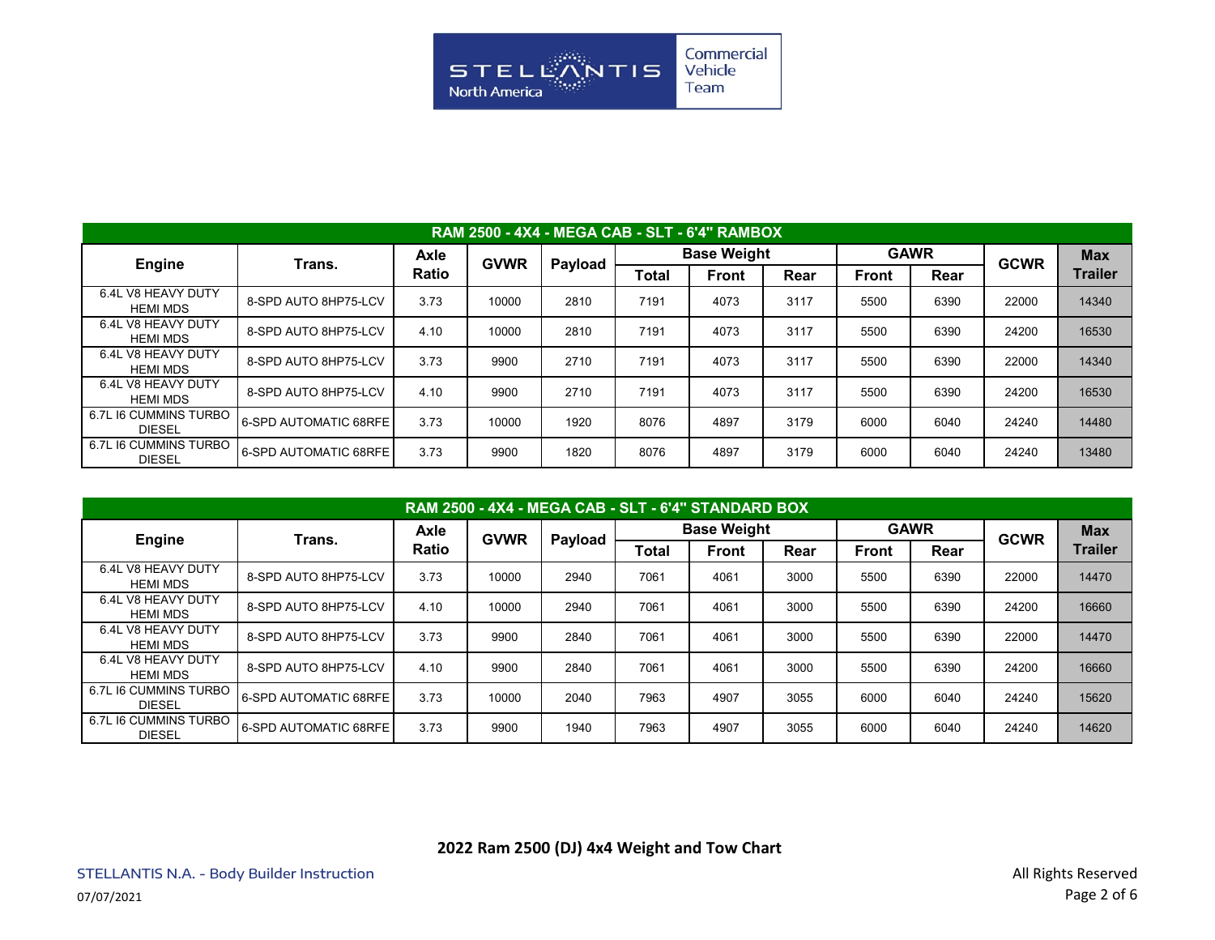Stellantis North America — Commercial Vehicle Team

| RAM 2500 - 4X4 - MEGA CAB - SLT - 6'4" RAMBOX | | | | | | | | | | | |
|---|---|---|---|---|---|---|---|---|---|---|---|
| Engine | Trans. | Axle Ratio | GVWR | Payload | Base Weight | | | GAWR | | GCWR | Max Trailer |
| | | | | | Total | Front | Rear | Front | Rear | | |
| 6.4L V8 HEAVY DUTY HEMI MDS | 8-SPD AUTO 8HP75-LCV | 3.73 | 10000 | 2810 | 7191 | 4073 | 3117 | 5500 | 6390 | 22000 | 14340 |
| 6.4L V8 HEAVY DUTY HEMI MDS | 8-SPD AUTO 8HP75-LCV | 4.10 | 10000 | 2810 | 7191 | 4073 | 3117 | 5500 | 6390 | 24200 | 16530 |
| 6.4L V8 HEAVY DUTY HEMI MDS | 8-SPD AUTO 8HP75-LCV | 3.73 | 9900 | 2710 | 7191 | 4073 | 3117 | 5500 | 6390 | 22000 | 14340 |
| 6.4L V8 HEAVY DUTY HEMI MDS | 8-SPD AUTO 8HP75-LCV | 4.10 | 9900 | 2710 | 7191 | 4073 | 3117 | 5500 | 6390 | 24200 | 16530 |
| 6.7L I6 CUMMINS TURBO DIESEL | 6-SPD AUTOMATIC 68RFE | 3.73 | 10000 | 1920 | 8076 | 4897 | 3179 | 6000 | 6040 | 24240 | 14480 |
| 6.7L I6 CUMMINS TURBO DIESEL | 6-SPD AUTOMATIC 68RFE | 3.73 | 9900 | 1820 | 8076 | 4897 | 3179 | 6000 | 6040 | 24240 | 13480 |

| RAM 2500 - 4X4 - MEGA CAB - SLT - 6'4" STANDARD BOX | | | | | | | | | | | |
|---|---|---|---|---|---|---|---|---|---|---|---|
| Engine | Trans. | Axle Ratio | GVWR | Payload | Base Weight | | | GAWR | | GCWR | Max Trailer |
| | | | | | Total | Front | Rear | Front | Rear | | |
| 6.4L V8 HEAVY DUTY HEMI MDS | 8-SPD AUTO 8HP75-LCV | 3.73 | 10000 | 2940 | 7061 | 4061 | 3000 | 5500 | 6390 | 22000 | 14470 |
| 6.4L V8 HEAVY DUTY HEMI MDS | 8-SPD AUTO 8HP75-LCV | 4.10 | 10000 | 2940 | 7061 | 4061 | 3000 | 5500 | 6390 | 24200 | 16660 |
| 6.4L V8 HEAVY DUTY HEMI MDS | 8-SPD AUTO 8HP75-LCV | 3.73 | 9900 | 2840 | 7061 | 4061 | 3000 | 5500 | 6390 | 22000 | 14470 |
| 6.4L V8 HEAVY DUTY HEMI MDS | 8-SPD AUTO 8HP75-LCV | 4.10 | 9900 | 2840 | 7061 | 4061 | 3000 | 5500 | 6390 | 24200 | 16660 |
| 6.7L I6 CUMMINS TURBO DIESEL | 6-SPD AUTOMATIC 68RFE | 3.73 | 10000 | 2040 | 7963 | 4907 | 3055 | 6000 | 6040 | 24240 | 15620 |
| 6.7L I6 CUMMINS TURBO DIESEL | 6-SPD AUTOMATIC 68RFE | 3.73 | 9900 | 1940 | 7963 | 4907 | 3055 | 6000 | 6040 | 24240 | 14620 |

**2022 Ram 2500 (DJ) 4x4 Weight and Tow Chart**

STELLANTIS N.A. - Body Builder Instruction

07/07/2021

All Rights Reserved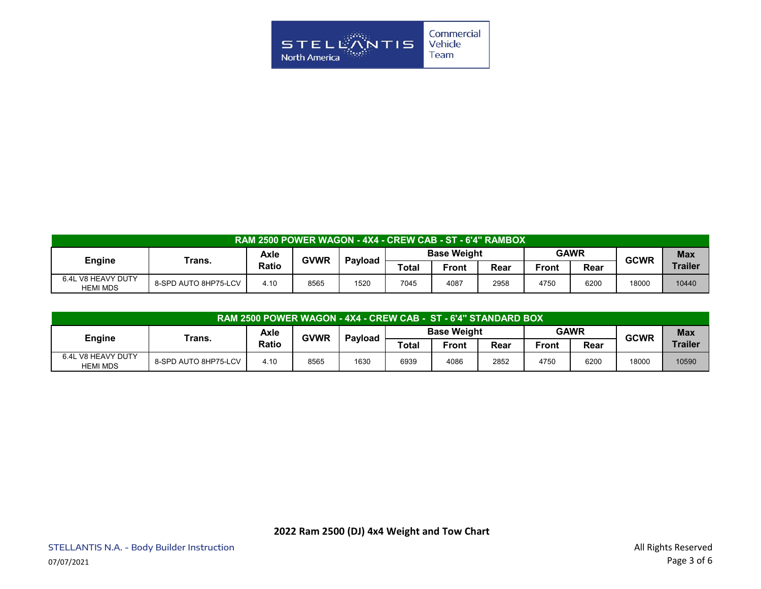| RAM 2500 POWER WAGON - 4X4 - CREW CAB - ST - 6'4" RAMBOX | | | | | | | | | | | |
|---|---|---|---|---|---|---|---|---|---|---|---|
| Engine | Trans. | Axle Ratio | GVWR | Payload | Base Weight | | | GAWR | | GCWR | Max Trailer |
| | | | | | Total | Front | Rear | Front | Rear | | |
| 6.4L V8 HEAVY DUTY HEMI MDS | 8-SPD AUTO 8HP75-LCV | 4.10 | 8565 | 1520 | 7045 | 4087 | 2958 | 4750 | 6200 | 18000 | 10440 |

| RAM 2500 POWER WAGON - 4X4 - CREW CAB - ST - 6'4" STANDARD BOX | | | | | | | | | | | |
|---|---|---|---|---|---|---|---|---|---|---|---|
| Engine | Trans. | Axle Ratio | GVWR | Payload | Base Weight | | | GAWR | | GCWR | Max Trailer |
| | | | | | Total | Front | Rear | Front | Rear | | |
| 6.4L V8 HEAVY DUTY HEMI MDS | 8-SPD AUTO 8HP75-LCV | 4.10 | 8565 | 1630 | 6939 | 4086 | 2852 | 4750 | 6200 | 18000 | 10590 |

**2022 Ram 2500 (DJ) 4x4 Weight and Tow Chart**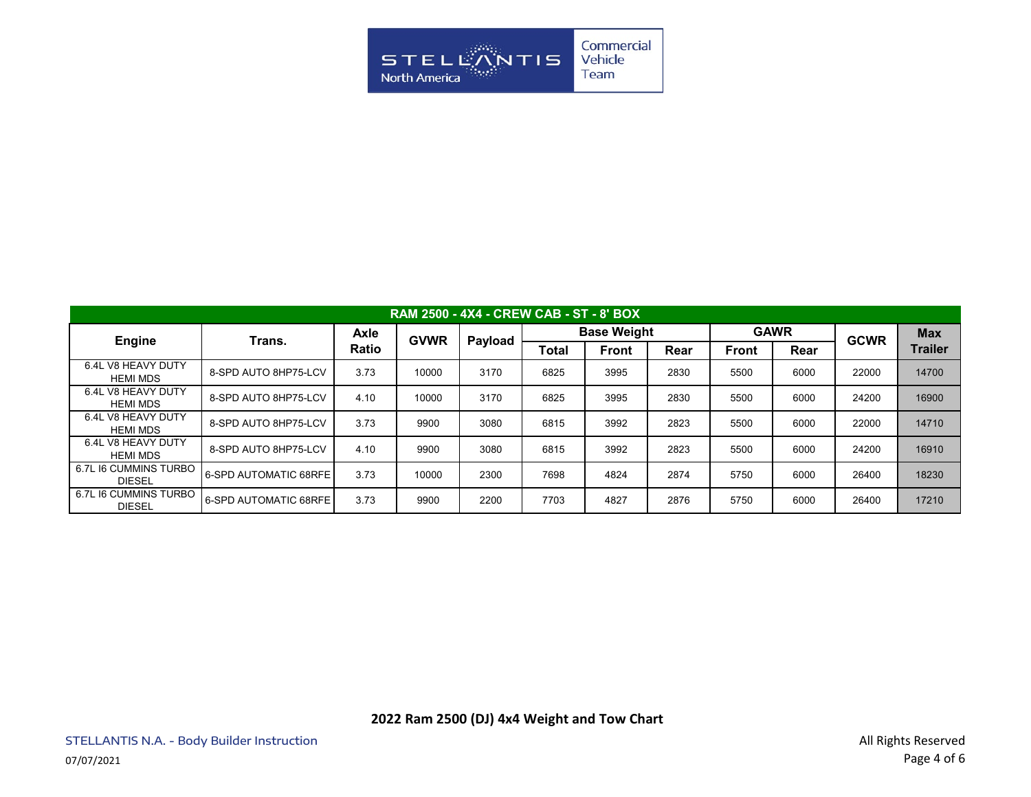Stellantis North America | Commercial Vehicle Team

| RAM 2500 - 4X4 - CREW CAB - ST - 8' BOX | | | | | | | | | | | |
|---|---|---|---|---|---|---|---|---|---|---|---|
| Engine | Trans. | Axle Ratio | GVWR | Payload | Base Weight | | | GAWR | | GCWR | Max Trailer |
| | | | | | Total | Front | Rear | Front | Rear | | |
| 6.4L V8 HEAVY DUTY HEMI MDS | 8-SPD AUTO 8HP75-LCV | 3.73 | 10000 | 3170 | 6825 | 3995 | 2830 | 5500 | 6000 | 22000 | 14700 |
| 6.4L V8 HEAVY DUTY HEMI MDS | 8-SPD AUTO 8HP75-LCV | 4.10 | 10000 | 3170 | 6825 | 3995 | 2830 | 5500 | 6000 | 24200 | 16900 |
| 6.4L V8 HEAVY DUTY HEMI MDS | 8-SPD AUTO 8HP75-LCV | 3.73 | 9900 | 3080 | 6815 | 3992 | 2823 | 5500 | 6000 | 22000 | 14710 |
| 6.4L V8 HEAVY DUTY HEMI MDS | 8-SPD AUTO 8HP75-LCV | 4.10 | 9900 | 3080 | 6815 | 3992 | 2823 | 5500 | 6000 | 24200 | 16910 |
| 6.7L I6 CUMMINS TURBO DIESEL | 6-SPD AUTOMATIC 68RFE | 3.73 | 10000 | 2300 | 7698 | 4824 | 2874 | 5750 | 6000 | 26400 | 18230 |
| 6.7L I6 CUMMINS TURBO DIESEL | 6-SPD AUTOMATIC 68RFE | 3.73 | 9900 | 2200 | 7703 | 4827 | 2876 | 5750 | 6000 | 26400 | 17210 |

**2022 Ram 2500 (DJ) 4x4 Weight and Tow Chart**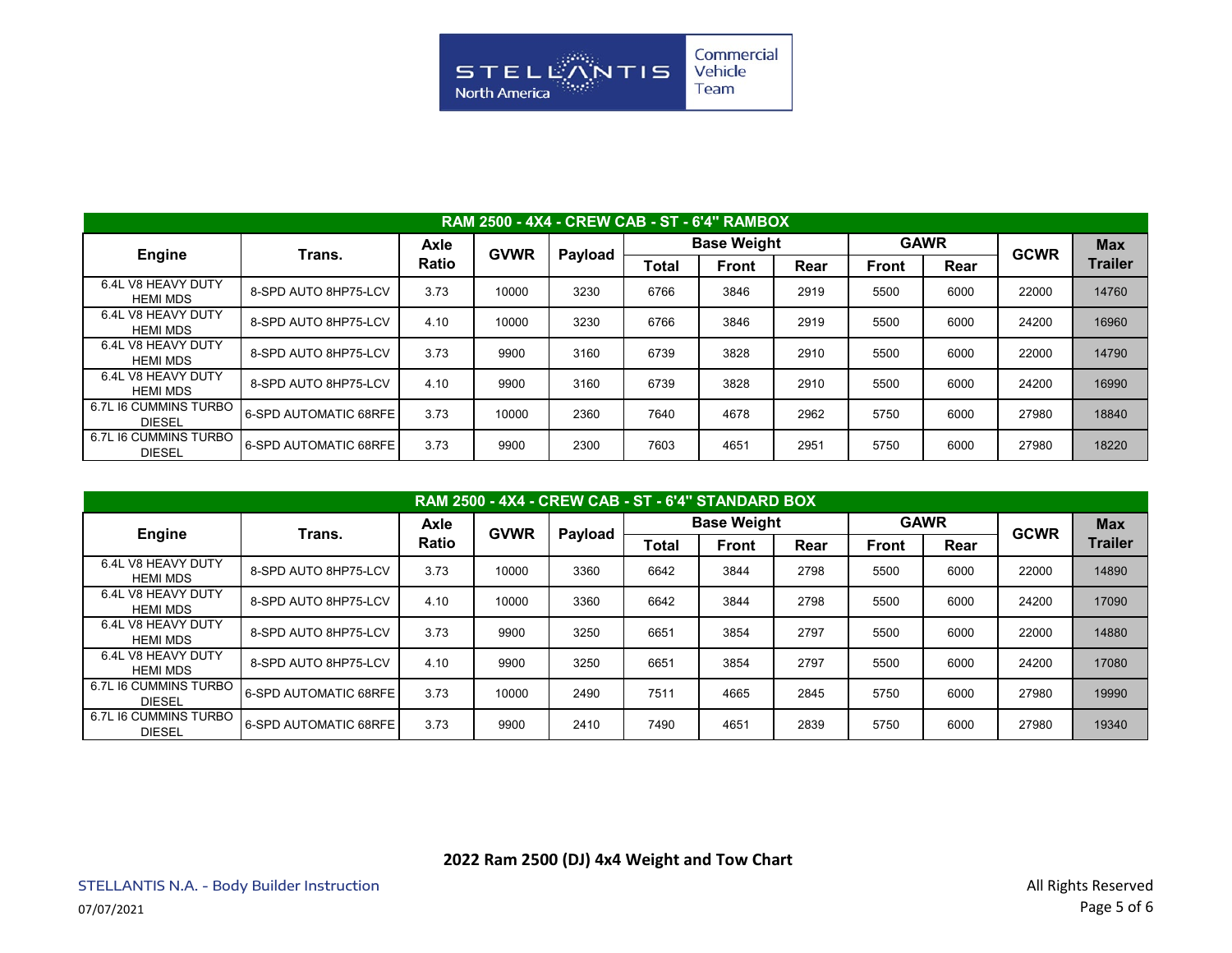Commercial Vehicle Team

## RAM 2500 - 4X4 - CREW CAB - ST - 6'4" RAMBOX

| Engine | Trans. | Axle Ratio | GVWR | Payload | Base Weight | | | GAWR | | GCWR | Max Trailer |
|---|---|---|---|---|---|---|---|---|---|---|---|
| | | | | | Total | Front | Rear | Front | Rear | | |
| 6.4L V8 HEAVY DUTY HEMI MDS | 8-SPD AUTO 8HP75-LCV | 3.73 | 10000 | 3230 | 6766 | 3846 | 2919 | 5500 | 6000 | 22000 | 14760 |
| 6.4L V8 HEAVY DUTY HEMI MDS | 8-SPD AUTO 8HP75-LCV | 4.10 | 10000 | 3230 | 6766 | 3846 | 2919 | 5500 | 6000 | 24200 | 16960 |
| 6.4L V8 HEAVY DUTY HEMI MDS | 8-SPD AUTO 8HP75-LCV | 3.73 | 9900 | 3160 | 6739 | 3828 | 2910 | 5500 | 6000 | 22000 | 14790 |
| 6.4L V8 HEAVY DUTY HEMI MDS | 8-SPD AUTO 8HP75-LCV | 4.10 | 9900 | 3160 | 6739 | 3828 | 2910 | 5500 | 6000 | 24200 | 16990 |
| 6.7L I6 CUMMINS TURBO DIESEL | 6-SPD AUTOMATIC 68RFE | 3.73 | 10000 | 2360 | 7640 | 4678 | 2962 | 5750 | 6000 | 27980 | 18840 |
| 6.7L I6 CUMMINS TURBO DIESEL | 6-SPD AUTOMATIC 68RFE | 3.73 | 9900 | 2300 | 7603 | 4651 | 2951 | 5750 | 6000 | 27980 | 18220 |

## RAM 2500 - 4X4 - CREW CAB - ST - 6'4" STANDARD BOX

| Engine | Trans. | Axle Ratio | GVWR | Payload | Base Weight | | | GAWR | | GCWR | Max Trailer |
|---|---|---|---|---|---|---|---|---|---|---|---|
| | | | | | Total | Front | Rear | Front | Rear | | |
| 6.4L V8 HEAVY DUTY HEMI MDS | 8-SPD AUTO 8HP75-LCV | 3.73 | 10000 | 3360 | 6642 | 3844 | 2798 | 5500 | 6000 | 22000 | 14890 |
| 6.4L V8 HEAVY DUTY HEMI MDS | 8-SPD AUTO 8HP75-LCV | 4.10 | 10000 | 3360 | 6642 | 3844 | 2798 | 5500 | 6000 | 24200 | 17090 |
| 6.4L V8 HEAVY DUTY HEMI MDS | 8-SPD AUTO 8HP75-LCV | 3.73 | 9900 | 3250 | 6651 | 3854 | 2797 | 5500 | 6000 | 22000 | 14880 |
| 6.4L V8 HEAVY DUTY HEMI MDS | 8-SPD AUTO 8HP75-LCV | 4.10 | 9900 | 3250 | 6651 | 3854 | 2797 | 5500 | 6000 | 24200 | 17080 |
| 6.7L I6 CUMMINS TURBO DIESEL | 6-SPD AUTOMATIC 68RFE | 3.73 | 10000 | 2490 | 7511 | 4665 | 2845 | 5750 | 6000 | 27980 | 19990 |
| 6.7L I6 CUMMINS TURBO DIESEL | 6-SPD AUTOMATIC 68RFE | 3.73 | 9900 | 2410 | 7490 | 4651 | 2839 | 5750 | 6000 | 27980 | 19340 |

**2022 Ram 2500 (DJ) 4x4 Weight and Tow Chart**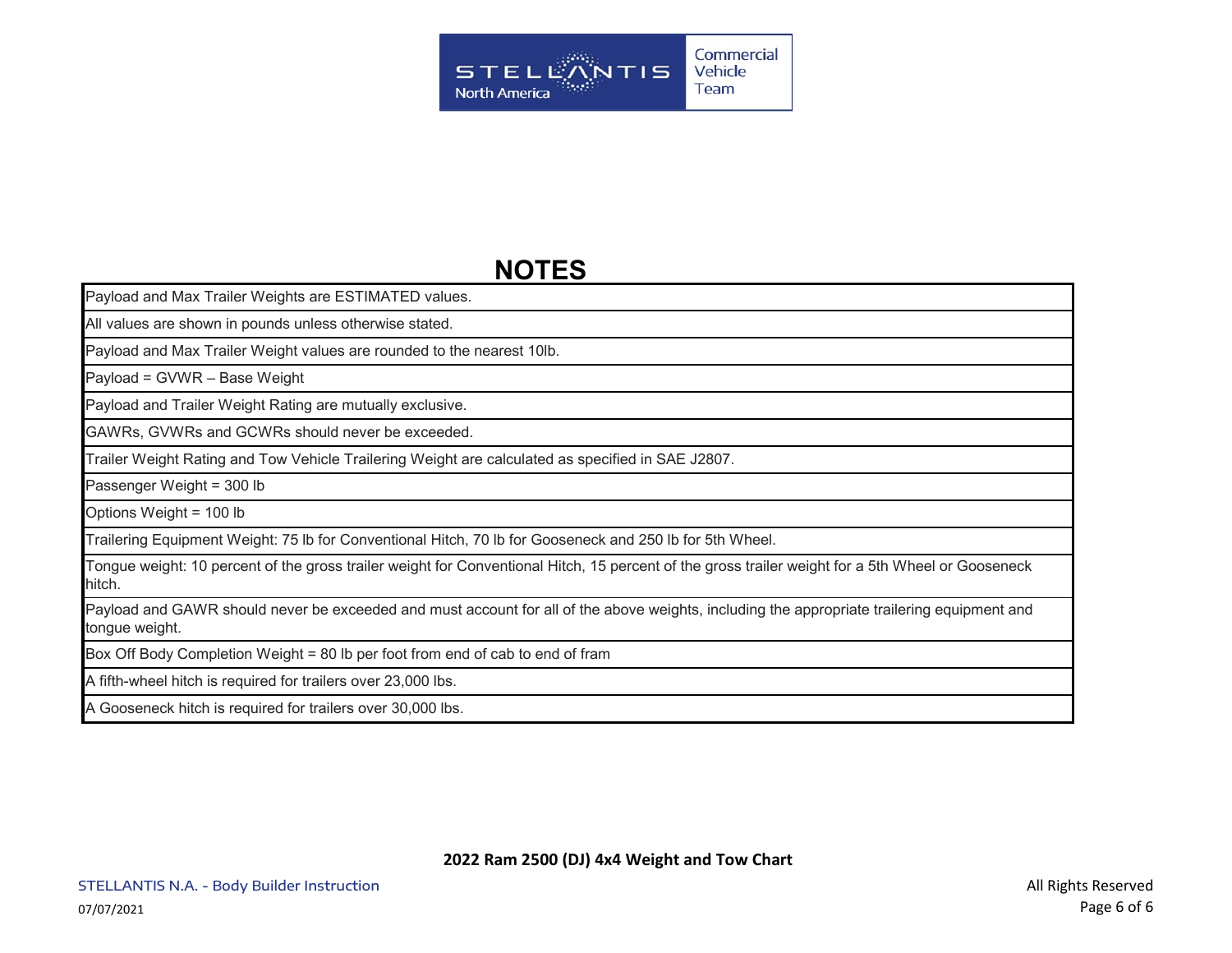## NOTES

| |
|---|
| Payload and Max Trailer Weights are ESTIMATED values. |
| All values are shown in pounds unless otherwise stated. |
| Payload and Max Trailer Weight values are rounded to the nearest 10lb. |
| Payload = GVWR – Base Weight |
| Payload and Trailer Weight Rating are mutually exclusive. |
| GAWRs, GVWRs and GCWRs should never be exceeded. |
| Trailer Weight Rating and Tow Vehicle Trailering Weight are calculated as specified in SAE J2807. |
| Passenger Weight = 300 lb |
| Options Weight = 100 lb |
| Trailering Equipment Weight: 75 lb for Conventional Hitch, 70 lb for Gooseneck and 250 lb for 5th Wheel. |
| Tongue weight: 10 percent of the gross trailer weight for Conventional Hitch, 15 percent of the gross trailer weight for a 5th Wheel or Gooseneck hitch. |
| Payload and GAWR should never be exceeded and must account for all of the above weights, including the appropriate trailering equipment and tongue weight. |
| Box Off Body Completion Weight = 80 lb per foot from end of cab to end of fram |
| A fifth-wheel hitch is required for trailers over 23,000 lbs. |
| A Gooseneck hitch is required for trailers over 30,000 lbs. |